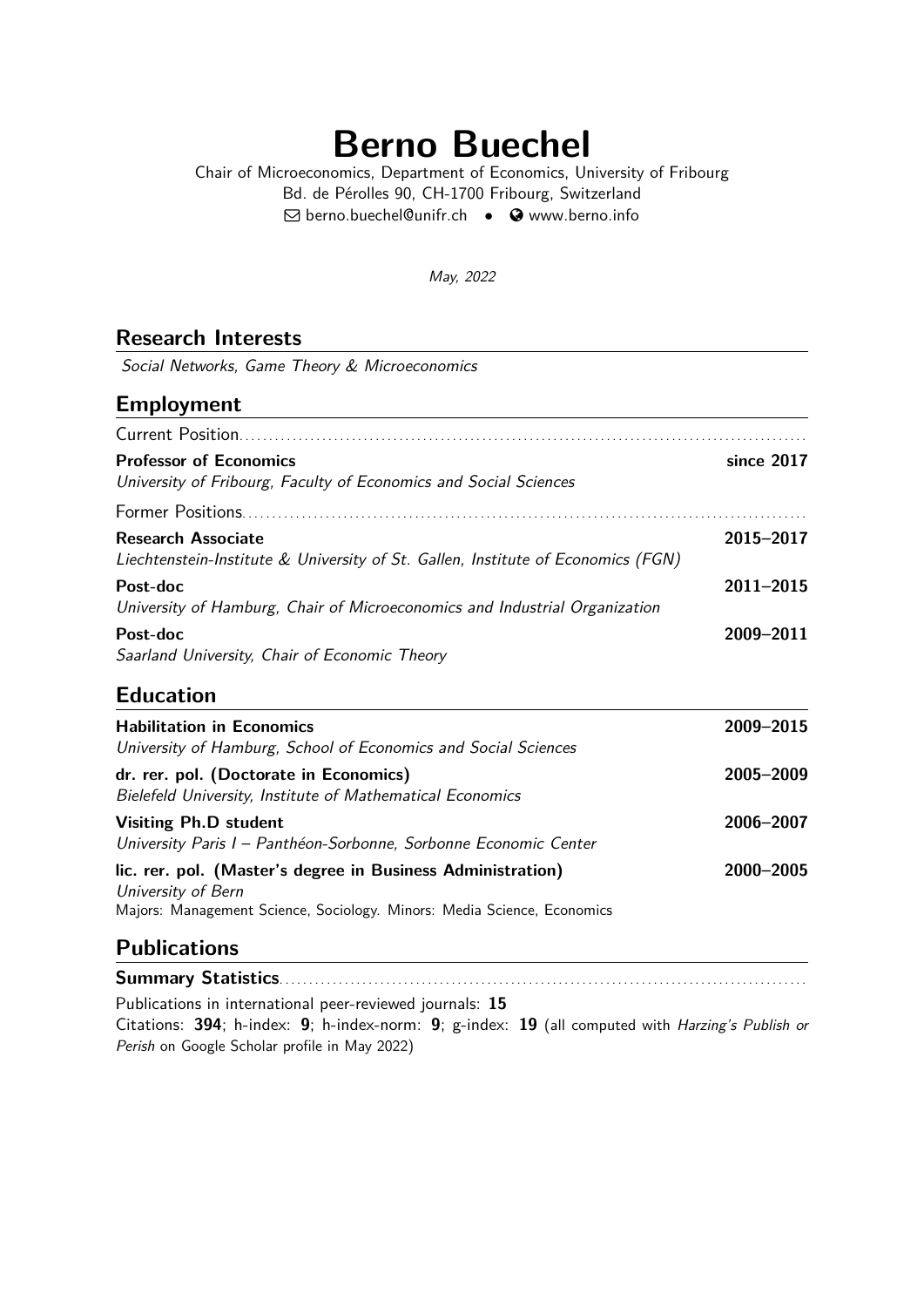# Berno Buechel

Chair of Microeconomics, Department of Economics, University of Fribourg
Bd. de Pérolles 90, CH-1700 Fribourg, Switzerland
berno.buechel@unifr.ch • www.berno.info

*May, 2022*

## Research Interests

*Social Networks, Game Theory & Microeconomics*

## Employment

Current Position

**Professor of Economics** — **since 2017**
*University of Fribourg, Faculty of Economics and Social Sciences*

Former Positions

**Research Associate** — **2015–2017**
*Liechtenstein-Institute & University of St. Gallen, Institute of Economics (FGN)*

**Post-doc** — **2011–2015**
*University of Hamburg, Chair of Microeconomics and Industrial Organization*

**Post-doc** — **2009–2011**
*Saarland University, Chair of Economic Theory*

## Education

**Habilitation in Economics** — **2009–2015**
*University of Hamburg, School of Economics and Social Sciences*

**dr. rer. pol. (Doctorate in Economics)** — **2005–2009**
*Bielefeld University, Institute of Mathematical Economics*

**Visiting Ph.D student** — **2006–2007**
*University Paris I – Panthéon-Sorbonne, Sorbonne Economic Center*

**lic. rer. pol. (Master's degree in Business Administration)** — **2000–2005**
*University of Bern*
Majors: Management Science, Sociology. Minors: Media Science, Economics

## Publications

**Summary Statistics**

Publications in international peer-reviewed journals: **15**
Citations: **394**; h-index: **9**; h-index-norm: **9**; g-index: **19** (all computed with *Harzing's Publish or Perish* on Google Scholar profile in May 2022)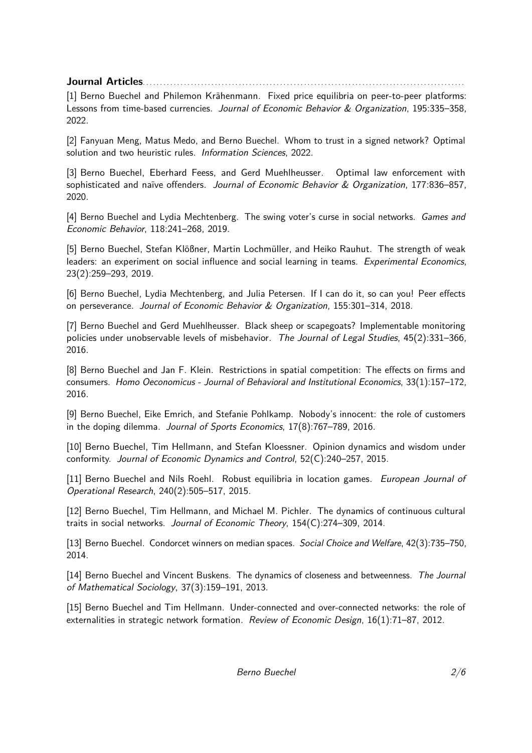**Journal Articles**

[1] Berno Buechel and Philemon Krähenmann. Fixed price equilibria on peer-to-peer platforms: Lessons from time-based currencies. *Journal of Economic Behavior & Organization*, 195:335–358, 2022.

[2] Fanyuan Meng, Matus Medo, and Berno Buechel. Whom to trust in a signed network? Optimal solution and two heuristic rules. *Information Sciences*, 2022.

[3] Berno Buechel, Eberhard Feess, and Gerd Muehlheusser. Optimal law enforcement with sophisticated and naïve offenders. *Journal of Economic Behavior & Organization*, 177:836–857, 2020.

[4] Berno Buechel and Lydia Mechtenberg. The swing voter's curse in social networks. *Games and Economic Behavior*, 118:241–268, 2019.

[5] Berno Buechel, Stefan Klößner, Martin Lochmüller, and Heiko Rauhut. The strength of weak leaders: an experiment on social influence and social learning in teams. *Experimental Economics*, 23(2):259–293, 2019.

[6] Berno Buechel, Lydia Mechtenberg, and Julia Petersen. If I can do it, so can you! Peer effects on perseverance. *Journal of Economic Behavior & Organization*, 155:301–314, 2018.

[7] Berno Buechel and Gerd Muehlheusser. Black sheep or scapegoats? Implementable monitoring policies under unobservable levels of misbehavior. *The Journal of Legal Studies*, 45(2):331–366, 2016.

[8] Berno Buechel and Jan F. Klein. Restrictions in spatial competition: The effects on firms and consumers. *Homo Oeconomicus - Journal of Behavioral and Institutional Economics*, 33(1):157–172, 2016.

[9] Berno Buechel, Eike Emrich, and Stefanie Pohlkamp. Nobody's innocent: the role of customers in the doping dilemma. *Journal of Sports Economics*, 17(8):767–789, 2016.

[10] Berno Buechel, Tim Hellmann, and Stefan Kloessner. Opinion dynamics and wisdom under conformity. *Journal of Economic Dynamics and Control*, 52(C):240–257, 2015.

[11] Berno Buechel and Nils Roehl. Robust equilibria in location games. *European Journal of Operational Research*, 240(2):505–517, 2015.

[12] Berno Buechel, Tim Hellmann, and Michael M. Pichler. The dynamics of continuous cultural traits in social networks. *Journal of Economic Theory*, 154(C):274–309, 2014.

[13] Berno Buechel. Condorcet winners on median spaces. *Social Choice and Welfare*, 42(3):735–750, 2014.

[14] Berno Buechel and Vincent Buskens. The dynamics of closeness and betweenness. *The Journal of Mathematical Sociology*, 37(3):159–191, 2013.

[15] Berno Buechel and Tim Hellmann. Under-connected and over-connected networks: the role of externalities in strategic network formation. *Review of Economic Design*, 16(1):71–87, 2012.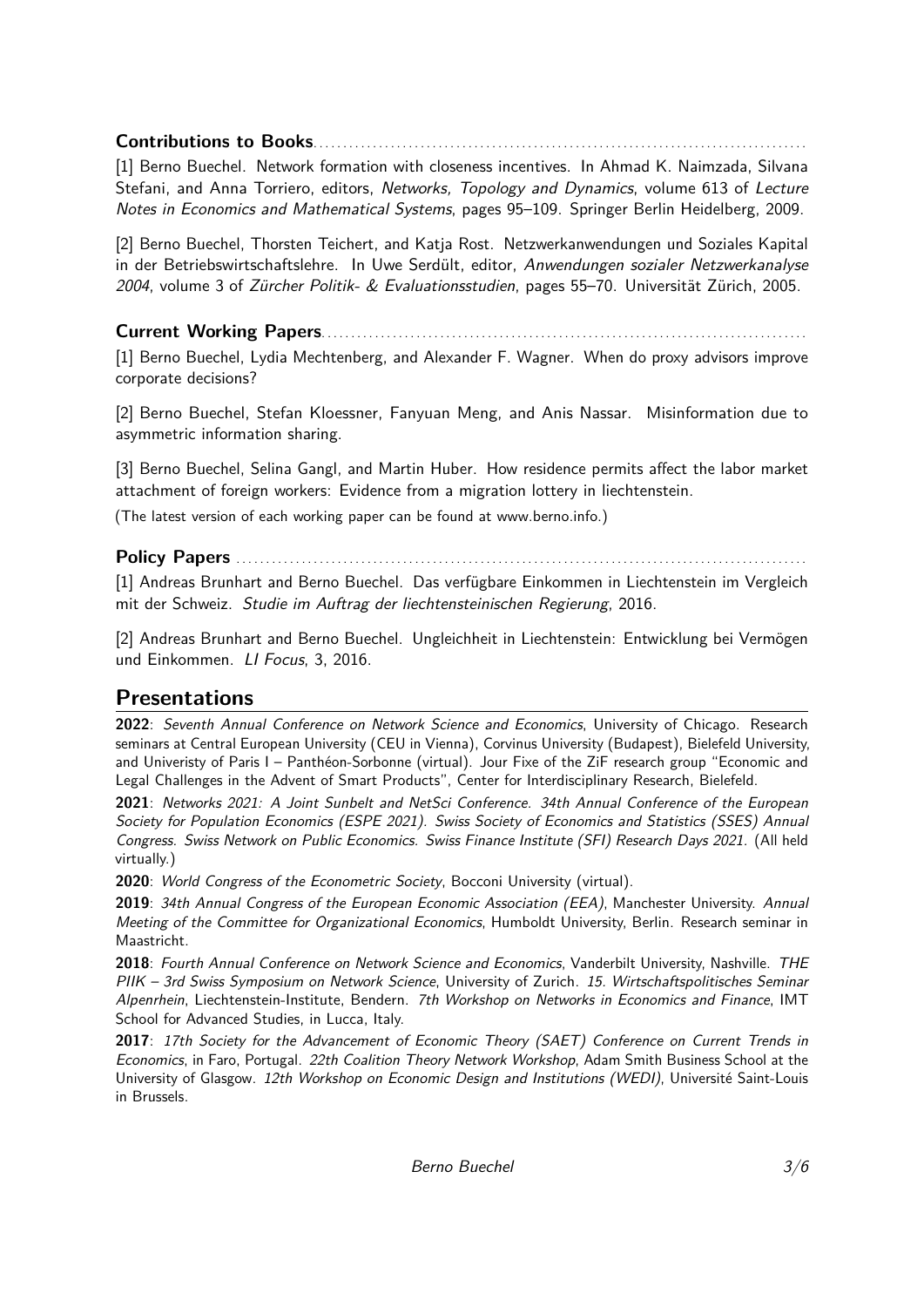### Contributions to Books

[1] Berno Buechel. Network formation with closeness incentives. In Ahmad K. Naimzada, Silvana Stefani, and Anna Torriero, editors, *Networks, Topology and Dynamics*, volume 613 of *Lecture Notes in Economics and Mathematical Systems*, pages 95–109. Springer Berlin Heidelberg, 2009.

[2] Berno Buechel, Thorsten Teichert, and Katja Rost. Netzwerkanwendungen und Soziales Kapital in der Betriebswirtschaftslehre. In Uwe Serdült, editor, *Anwendungen sozialer Netzwerkanalyse 2004*, volume 3 of *Zürcher Politik- & Evaluationsstudien*, pages 55–70. Universität Zürich, 2005.

### Current Working Papers

[1] Berno Buechel, Lydia Mechtenberg, and Alexander F. Wagner. When do proxy advisors improve corporate decisions?

[2] Berno Buechel, Stefan Kloessner, Fanyuan Meng, and Anis Nassar. Misinformation due to asymmetric information sharing.

[3] Berno Buechel, Selina Gangl, and Martin Huber. How residence permits affect the labor market attachment of foreign workers: Evidence from a migration lottery in liechtenstein.

(The latest version of each working paper can be found at www.berno.info.)

### Policy Papers

[1] Andreas Brunhart and Berno Buechel. Das verfügbare Einkommen in Liechtenstein im Vergleich mit der Schweiz. *Studie im Auftrag der liechtensteinischen Regierung*, 2016.

[2] Andreas Brunhart and Berno Buechel. Ungleichheit in Liechtenstein: Entwicklung bei Vermögen und Einkommen. *LI Focus*, 3, 2016.

## Presentations

**2022**: *Seventh Annual Conference on Network Science and Economics*, University of Chicago. Research seminars at Central European University (CEU in Vienna), Corvinus University (Budapest), Bielefeld University, and Univeristy of Paris I – Panthéon-Sorbonne (virtual). Jour Fixe of the ZiF research group "Economic and Legal Challenges in the Advent of Smart Products", Center for Interdisciplinary Research, Bielefeld.

**2021**: *Networks 2021: A Joint Sunbelt and NetSci Conference. 34th Annual Conference of the European Society for Population Economics (ESPE 2021). Swiss Society of Economics and Statistics (SSES) Annual Congress. Swiss Network on Public Economics. Swiss Finance Institute (SFI) Research Days 2021.* (All held virtually.)

**2020**: *World Congress of the Econometric Society*, Bocconi University (virtual).

**2019**: *34th Annual Congress of the European Economic Association (EEA)*, Manchester University. *Annual Meeting of the Committee for Organizational Economics*, Humboldt University, Berlin. Research seminar in Maastricht.

**2018**: *Fourth Annual Conference on Network Science and Economics*, Vanderbilt University, Nashville. *THE PIIK – 3rd Swiss Symposium on Network Science*, University of Zurich. *15. Wirtschaftspolitisches Seminar Alpenrhein*, Liechtenstein-Institute, Bendern. *7th Workshop on Networks in Economics and Finance*, IMT School for Advanced Studies, in Lucca, Italy.

**2017**: *17th Society for the Advancement of Economic Theory (SAET) Conference on Current Trends in Economics*, in Faro, Portugal. *22th Coalition Theory Network Workshop*, Adam Smith Business School at the University of Glasgow. *12th Workshop on Economic Design and Institutions (WEDI)*, Université Saint-Louis in Brussels.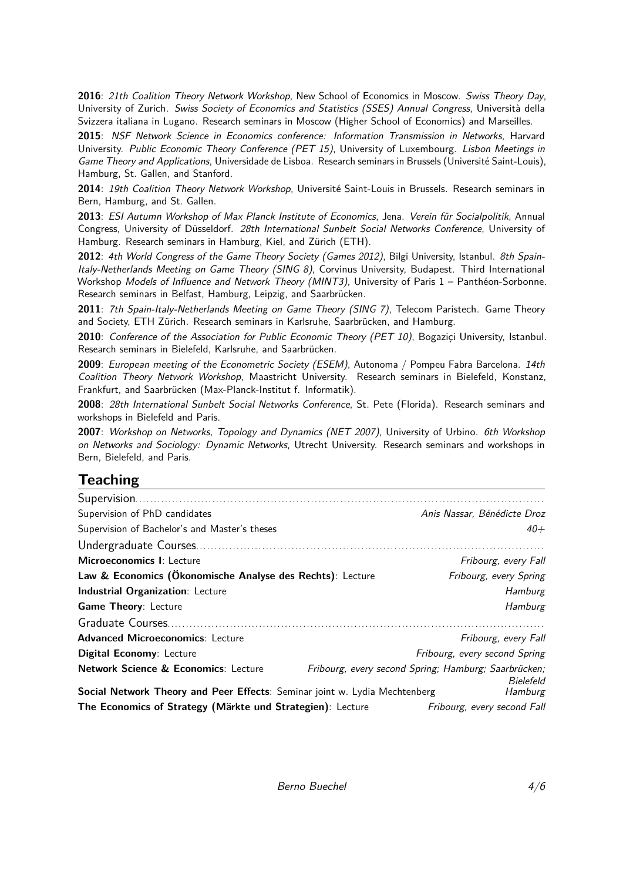**2016**: *21th Coalition Theory Network Workshop*, New School of Economics in Moscow. *Swiss Theory Day*, University of Zurich. *Swiss Society of Economics and Statistics (SSES) Annual Congress*, Università della Svizzera italiana in Lugano. Research seminars in Moscow (Higher School of Economics) and Marseilles.

**2015**: *NSF Network Science in Economics conference: Information Transmission in Networks*, Harvard University. *Public Economic Theory Conference (PET 15)*, University of Luxembourg. *Lisbon Meetings in Game Theory and Applications*, Universidade de Lisboa. Research seminars in Brussels (Université Saint-Louis), Hamburg, St. Gallen, and Stanford.

**2014**: *19th Coalition Theory Network Workshop*, Université Saint-Louis in Brussels. Research seminars in Bern, Hamburg, and St. Gallen.

**2013**: *ESI Autumn Workshop of Max Planck Institute of Economics*, Jena. *Verein für Socialpolitik*, Annual Congress, University of Düsseldorf. *28th International Sunbelt Social Networks Conference*, University of Hamburg. Research seminars in Hamburg, Kiel, and Zürich (ETH).

**2012**: *4th World Congress of the Game Theory Society (Games 2012)*, Bilgi University, Istanbul. *8th Spain-Italy-Netherlands Meeting on Game Theory (SING 8)*, Corvinus University, Budapest. Third International Workshop *Models of Influence and Network Theory (MINT3)*, University of Paris 1 – Panthéon-Sorbonne. Research seminars in Belfast, Hamburg, Leipzig, and Saarbrücken.

**2011**: *7th Spain-Italy-Netherlands Meeting on Game Theory (SING 7)*, Telecom Paristech. Game Theory and Society, ETH Zürich. Research seminars in Karlsruhe, Saarbrücken, and Hamburg.

**2010**: *Conference of the Association for Public Economic Theory (PET 10)*, Bogaziçi University, Istanbul. Research seminars in Bielefeld, Karlsruhe, and Saarbrücken.

**2009**: *European meeting of the Econometric Society (ESEM)*, Autonoma / Pompeu Fabra Barcelona. *14th Coalition Theory Network Workshop*, Maastricht University. Research seminars in Bielefeld, Konstanz, Frankfurt, and Saarbrücken (Max-Planck-Institut f. Informatik).

**2008**: *28th International Sunbelt Social Networks Conference*, St. Pete (Florida). Research seminars and workshops in Bielefeld and Paris.

**2007**: *Workshop on Networks, Topology and Dynamics (NET 2007)*, University of Urbino. *6th Workshop on Networks and Sociology: Dynamic Networks*, Utrecht University. Research seminars and workshops in Bern, Bielefeld, and Paris.

## Teaching

Supervision

| | |
|---|---|
| Supervision of PhD candidates | *Anis Nassar, Bénédicte Droz* |
| Supervision of Bachelor's and Master's theses | *40+* |

Undergraduate Courses

| | |
|---|---|
| **Microeconomics I**: Lecture | *Fribourg, every Fall* |
| **Law & Economics (Ökonomische Analyse des Rechts)**: Lecture | *Fribourg, every Spring* |
| **Industrial Organization**: Lecture | *Hamburg* |
| **Game Theory**: Lecture | *Hamburg* |

Graduate Courses

| | |
|---|---|
| **Advanced Microeconomics**: Lecture | *Fribourg, every Fall* |
| **Digital Economy**: Lecture | *Fribourg, every second Spring* |
| **Network Science & Economics**: Lecture | *Fribourg, every second Spring; Hamburg; Saarbrücken; Bielefeld* |
| **Social Network Theory and Peer Effects**: Seminar joint w. Lydia Mechtenberg | *Hamburg* |
| **The Economics of Strategy (Märkte und Strategien)**: Lecture | *Fribourg, every second Fall* |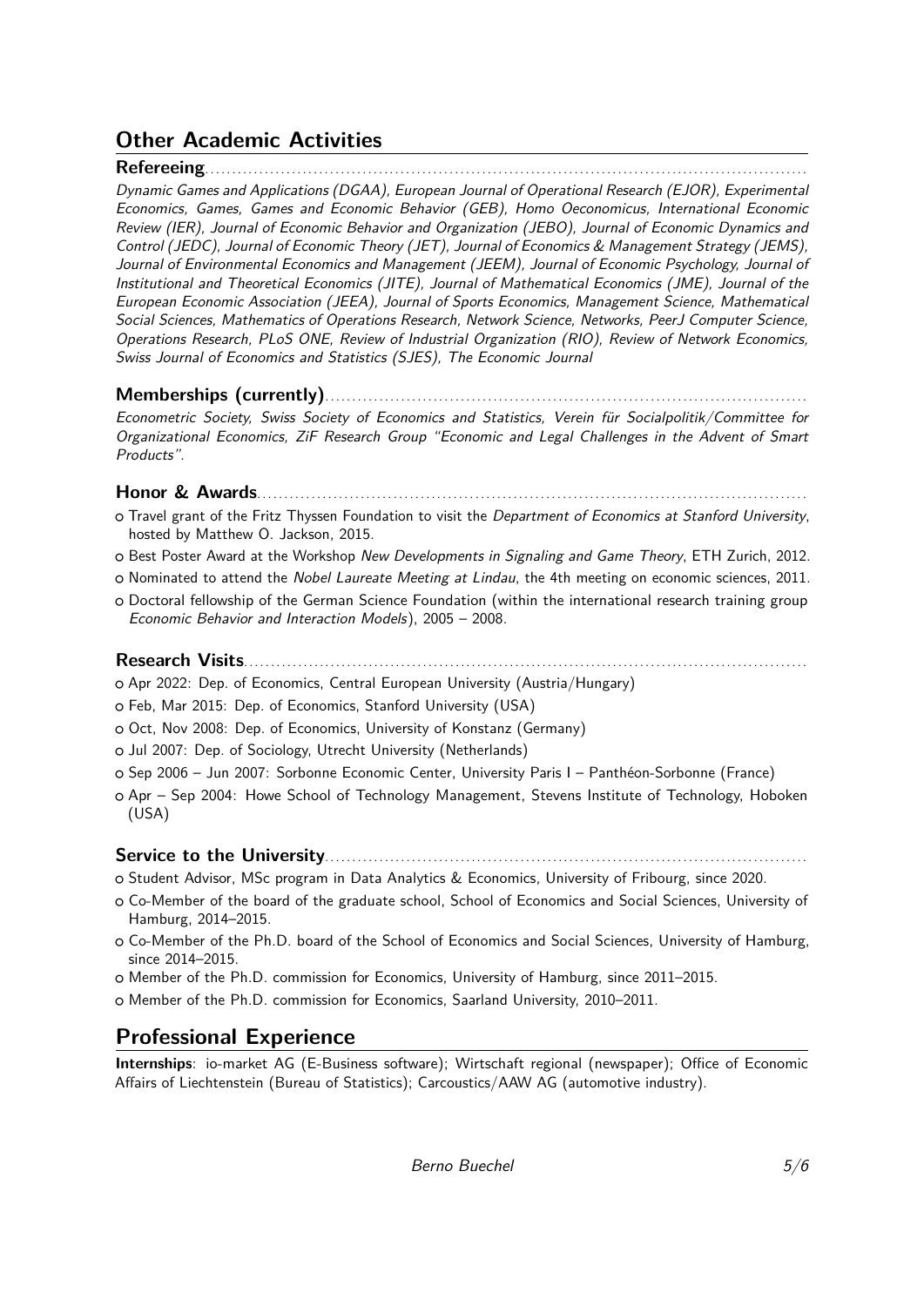## Other Academic Activities

### Refereeing

*Dynamic Games and Applications (DGAA), European Journal of Operational Research (EJOR), Experimental Economics, Games, Games and Economic Behavior (GEB), Homo Oeconomicus, International Economic Review (IER), Journal of Economic Behavior and Organization (JEBO), Journal of Economic Dynamics and Control (JEDC), Journal of Economic Theory (JET), Journal of Economics & Management Strategy (JEMS), Journal of Environmental Economics and Management (JEEM), Journal of Economic Psychology, Journal of Institutional and Theoretical Economics (JITE), Journal of Mathematical Economics (JME), Journal of the European Economic Association (JEEA), Journal of Sports Economics, Management Science, Mathematical Social Sciences, Mathematics of Operations Research, Network Science, Networks, PeerJ Computer Science, Operations Research, PLoS ONE, Review of Industrial Organization (RIO), Review of Network Economics, Swiss Journal of Economics and Statistics (SJES), The Economic Journal*

### Memberships (currently)

*Econometric Society, Swiss Society of Economics and Statistics, Verein für Socialpolitik/Committee for Organizational Economics, ZiF Research Group "Economic and Legal Challenges in the Advent of Smart Products".*

### Honor & Awards

- Travel grant of the Fritz Thyssen Foundation to visit the *Department of Economics at Stanford University*, hosted by Matthew O. Jackson, 2015.
- Best Poster Award at the Workshop *New Developments in Signaling and Game Theory*, ETH Zurich, 2012.
- Nominated to attend the *Nobel Laureate Meeting at Lindau*, the 4th meeting on economic sciences, 2011.
- Doctoral fellowship of the German Science Foundation (within the international research training group *Economic Behavior and Interaction Models*), 2005 – 2008.

### Research Visits

- Apr 2022: Dep. of Economics, Central European University (Austria/Hungary)
- Feb, Mar 2015: Dep. of Economics, Stanford University (USA)
- Oct, Nov 2008: Dep. of Economics, University of Konstanz (Germany)
- Jul 2007: Dep. of Sociology, Utrecht University (Netherlands)
- Sep 2006 – Jun 2007: Sorbonne Economic Center, University Paris I – Panthéon-Sorbonne (France)
- Apr – Sep 2004: Howe School of Technology Management, Stevens Institute of Technology, Hoboken (USA)

### Service to the University

- Student Advisor, MSc program in Data Analytics & Economics, University of Fribourg, since 2020.
- Co-Member of the board of the graduate school, School of Economics and Social Sciences, University of Hamburg, 2014–2015.
- Co-Member of the Ph.D. board of the School of Economics and Social Sciences, University of Hamburg, since 2014–2015.
- Member of the Ph.D. commission for Economics, University of Hamburg, since 2011–2015.
- Member of the Ph.D. commission for Economics, Saarland University, 2010–2011.

## Professional Experience

**Internships**: io-market AG (E-Business software); Wirtschaft regional (newspaper); Office of Economic Affairs of Liechtenstein (Bureau of Statistics); Carcoustics/AAW AG (automotive industry).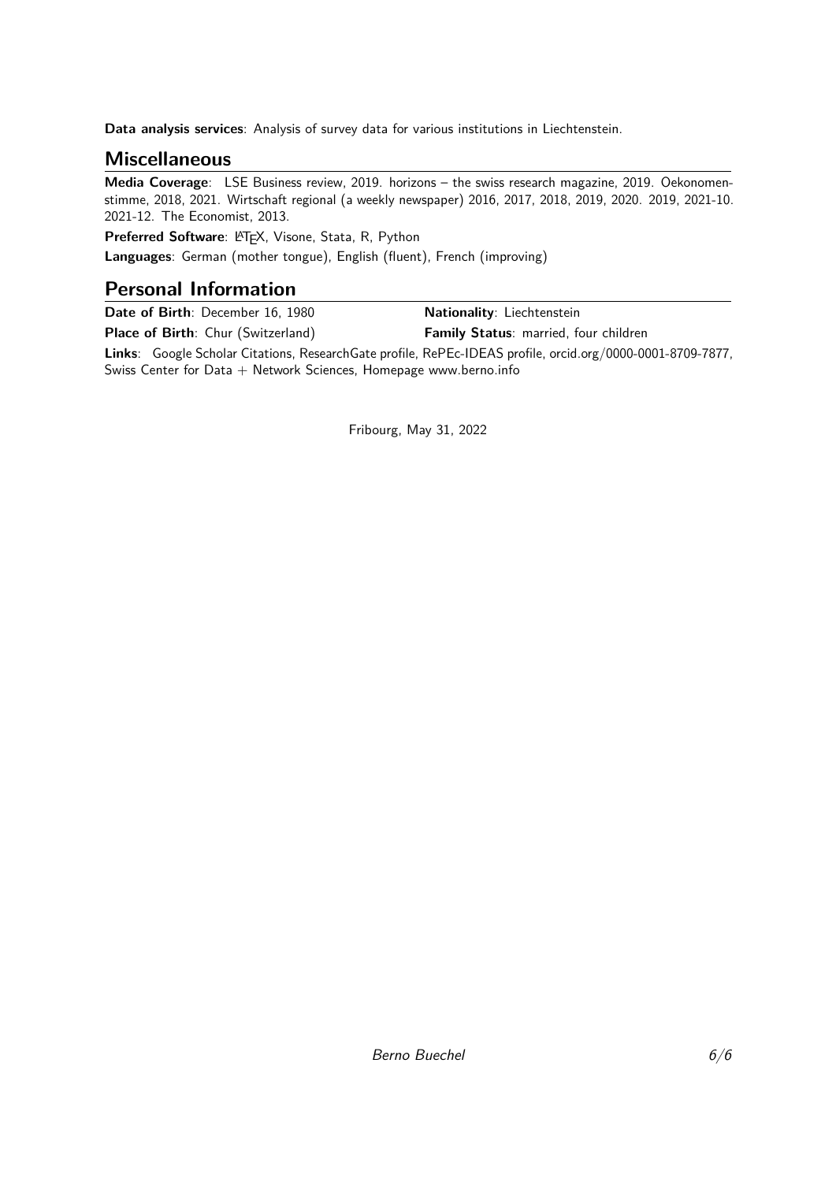**Data analysis services**: Analysis of survey data for various institutions in Liechtenstein.

## Miscellaneous

**Media Coverage**: LSE Business review, 2019. horizons – the swiss research magazine, 2019. Oekonomenstimme, 2018, 2021. Wirtschaft regional (a weekly newspaper) 2016, 2017, 2018, 2019, 2020. 2019, 2021-10. 2021-12. The Economist, 2013.

**Preferred Software**: LaTeX, Visone, Stata, R, Python

**Languages**: German (mother tongue), English (fluent), French (improving)

## Personal Information

**Date of Birth**: December 16, 1980

**Nationality**: Liechtenstein

**Place of Birth**: Chur (Switzerland)

**Family Status**: married, four children

**Links**: Google Scholar Citations, ResearchGate profile, RePEc-IDEAS profile, orcid.org/0000-0001-8709-7877, Swiss Center for Data + Network Sciences, Homepage www.berno.info

Fribourg, May 31, 2022